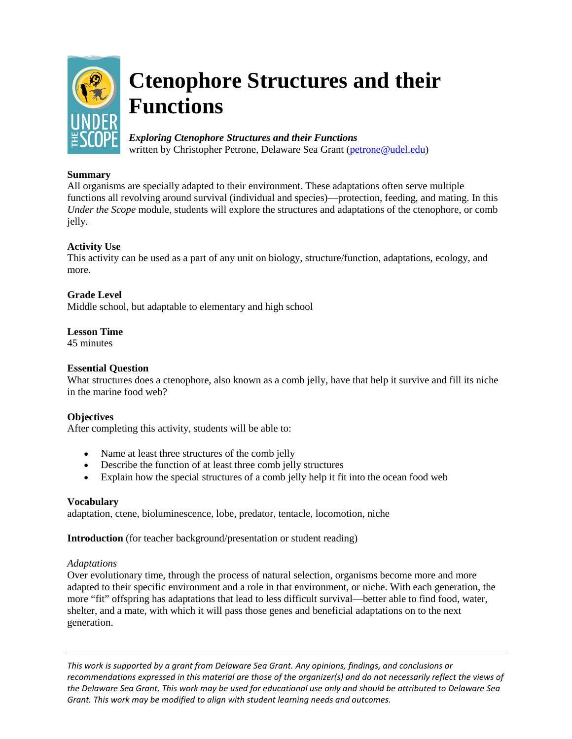# Ctenophore Structures and their Functions

***Exploring Ctenophore Structures and their Functions***
written by Christopher Petrone, Delaware Sea Grant (petrone@udel.edu)

**Summary**
All organisms are specially adapted to their environment. These adaptations often serve multiple functions all revolving around survival (individual and species)—protection, feeding, and mating. In this *Under the Scope* module, students will explore the structures and adaptations of the ctenophore, or comb jelly.

**Activity Use**
This activity can be used as a part of any unit on biology, structure/function, adaptations, ecology, and more.

**Grade Level**
Middle school, but adaptable to elementary and high school

**Lesson Time**
45 minutes

**Essential Question**
What structures does a ctenophore, also known as a comb jelly, have that help it survive and fill its niche in the marine food web?

**Objectives**
After completing this activity, students will be able to:

- Name at least three structures of the comb jelly
- Describe the function of at least three comb jelly structures
- Explain how the special structures of a comb jelly help it fit into the ocean food web

**Vocabulary**
adaptation, ctene, bioluminescence, lobe, predator, tentacle, locomotion, niche

**Introduction** (for teacher background/presentation or student reading)

*Adaptations*
Over evolutionary time, through the process of natural selection, organisms become more and more adapted to their specific environment and a role in that environment, or niche. With each generation, the more "fit" offspring has adaptations that lead to less difficult survival—better able to find food, water, shelter, and a mate, with which it will pass those genes and beneficial adaptations on to the next generation.

---

*This work is supported by a grant from Delaware Sea Grant. Any opinions, findings, and conclusions or recommendations expressed in this material are those of the organizer(s) and do not necessarily reflect the views of the Delaware Sea Grant. This work may be used for educational use only and should be attributed to Delaware Sea Grant. This work may be modified to align with student learning needs and outcomes.*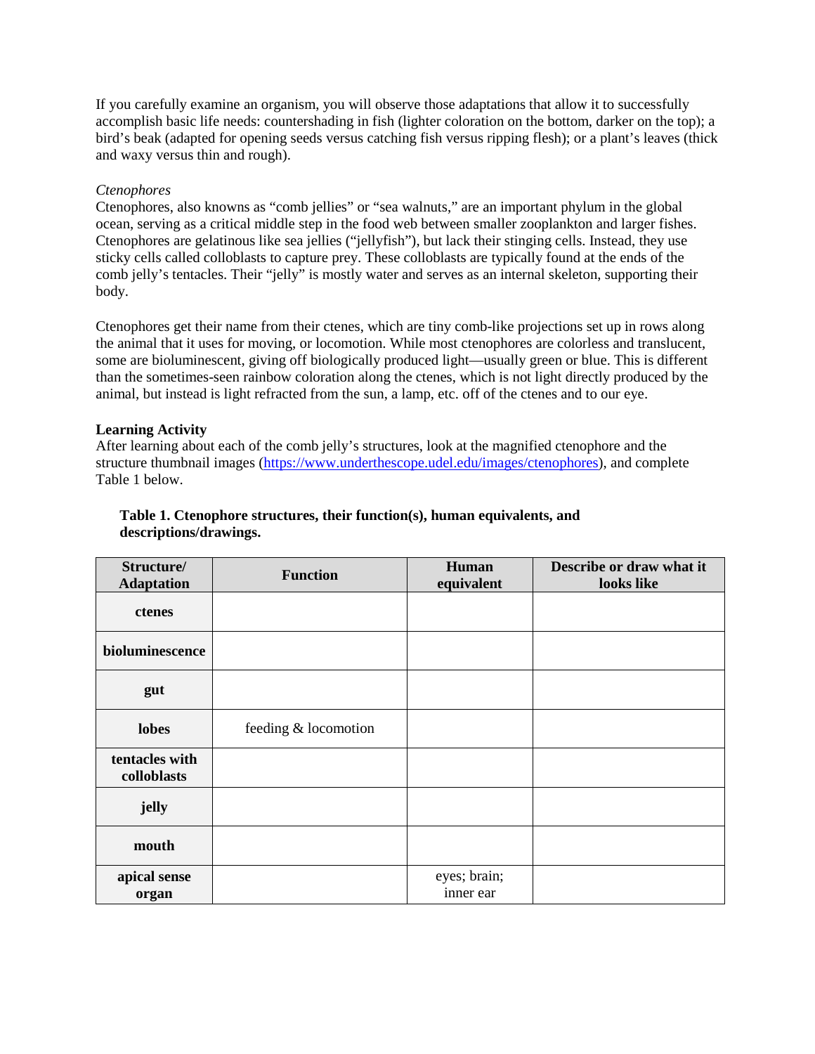If you carefully examine an organism, you will observe those adaptations that allow it to successfully accomplish basic life needs: countershading in fish (lighter coloration on the bottom, darker on the top); a bird's beak (adapted for opening seeds versus catching fish versus ripping flesh); or a plant's leaves (thick and waxy versus thin and rough).

*Ctenophores*

Ctenophores, also knowns as "comb jellies" or "sea walnuts," are an important phylum in the global ocean, serving as a critical middle step in the food web between smaller zooplankton and larger fishes. Ctenophores are gelatinous like sea jellies ("jellyfish"), but lack their stinging cells. Instead, they use sticky cells called colloblasts to capture prey. These colloblasts are typically found at the ends of the comb jelly's tentacles. Their "jelly" is mostly water and serves as an internal skeleton, supporting their body.

Ctenophores get their name from their ctenes, which are tiny comb-like projections set up in rows along the animal that it uses for moving, or locomotion. While most ctenophores are colorless and translucent, some are bioluminescent, giving off biologically produced light—usually green or blue. This is different than the sometimes-seen rainbow coloration along the ctenes, which is not light directly produced by the animal, but instead is light refracted from the sun, a lamp, etc. off of the ctenes and to our eye.

**Learning Activity**

After learning about each of the comb jelly's structures, look at the magnified ctenophore and the structure thumbnail images (https://www.underthescope.udel.edu/images/ctenophores), and complete Table 1 below.

**Table 1. Ctenophore structures, their function(s), human equivalents, and descriptions/drawings.**

| Structure/ Adaptation | Function | Human equivalent | Describe or draw what it looks like |
|---|---|---|---|
| **ctenes** | | | |
| **bioluminescence** | | | |
| **gut** | | | |
| **lobes** | feeding & locomotion | | |
| **tentacles with colloblasts** | | | |
| **jelly** | | | |
| **mouth** | | | |
| **apical sense organ** | | eyes; brain; inner ear | |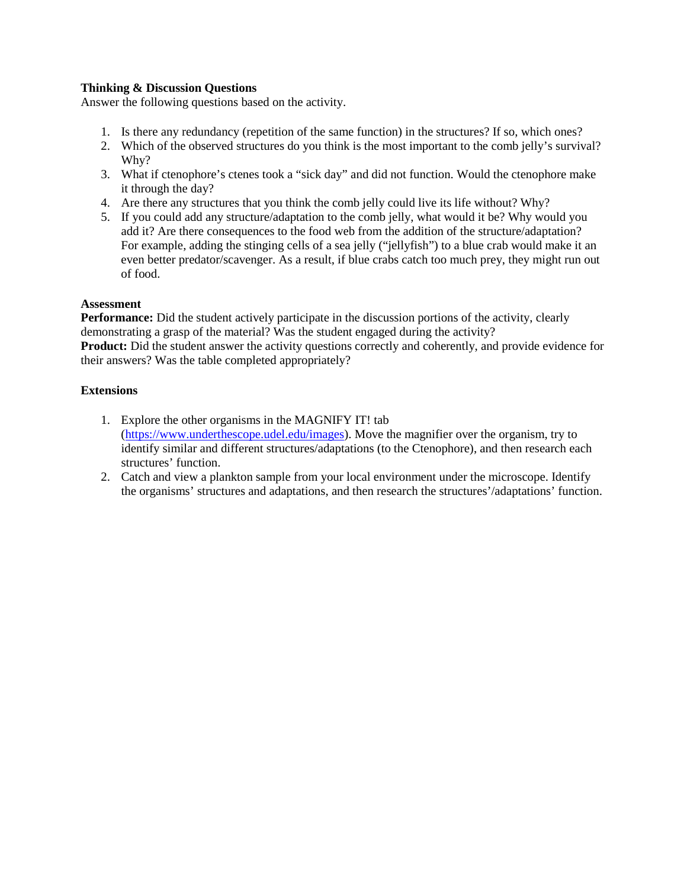**Thinking & Discussion Questions**

Answer the following questions based on the activity.

1. Is there any redundancy (repetition of the same function) in the structures? If so, which ones?
2. Which of the observed structures do you think is the most important to the comb jelly's survival? Why?
3. What if ctenophore's ctenes took a "sick day" and did not function. Would the ctenophore make it through the day?
4. Are there any structures that you think the comb jelly could live its life without? Why?
5. If you could add any structure/adaptation to the comb jelly, what would it be? Why would you add it? Are there consequences to the food web from the addition of the structure/adaptation? For example, adding the stinging cells of a sea jelly ("jellyfish") to a blue crab would make it an even better predator/scavenger. As a result, if blue crabs catch too much prey, they might run out of food.

**Assessment**

**Performance:** Did the student actively participate in the discussion portions of the activity, clearly demonstrating a grasp of the material? Was the student engaged during the activity?

**Product:** Did the student answer the activity questions correctly and coherently, and provide evidence for their answers? Was the table completed appropriately?

**Extensions**

1. Explore the other organisms in the MAGNIFY IT! tab (https://www.underthescope.udel.edu/images). Move the magnifier over the organism, try to identify similar and different structures/adaptations (to the Ctenophore), and then research each structures' function.
2. Catch and view a plankton sample from your local environment under the microscope. Identify the organisms' structures and adaptations, and then research the structures'/adaptations' function.